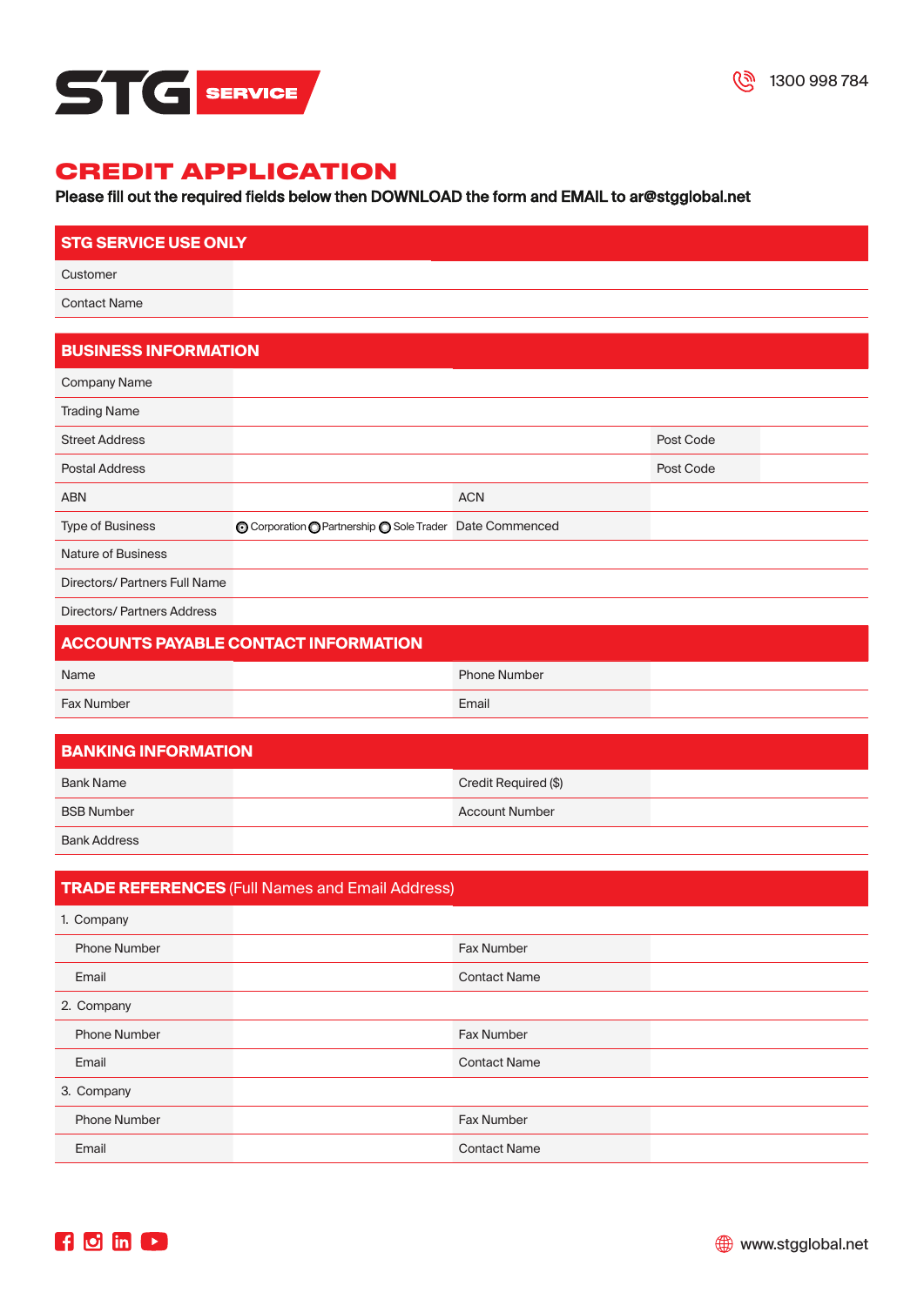STG SERVICE

1300 998 784

# CREDIT APPLICATION

**Please fill out the required fields below then DOWNLOAD the form and EMAIL to ar@stgglobal.net**

## STG SERVICE USE ONLY

| | |
|---|---|
| Customer | |
| Contact Name | |

## BUSINESS INFORMATION

| | | | |
|---|---|---|---|
| Company Name | | | |
| Trading Name | | | |
| Street Address | | Post Code | |
| Postal Address | | Post Code | |
| ABN | | ACN | |
| Type of Business | ○ Corporation ○ Partnership ○ Sole Trader | Date Commenced | |
| Nature of Business | | | |
| Directors/ Partners Full Name | | | |
| Directors/ Partners Address | | | |

## ACCOUNTS PAYABLE CONTACT INFORMATION

| | | | |
|---|---|---|---|
| Name | | Phone Number | |
| Fax Number | | Email | |

## BANKING INFORMATION

| | | | |
|---|---|---|---|
| Bank Name | | Credit Required ($) | |
| BSB Number | | Account Number | |
| Bank Address | | | |

## TRADE REFERENCES (Full Names and Email Address)

| | | | |
|---|---|---|---|
| 1. Company | | | |
| Phone Number | | Fax Number | |
| Email | | Contact Name | |
| 2. Company | | | |
| Phone Number | | Fax Number | |
| Email | | Contact Name | |
| 3. Company | | | |
| Phone Number | | Fax Number | |
| Email | | Contact Name | |

www.stgglobal.net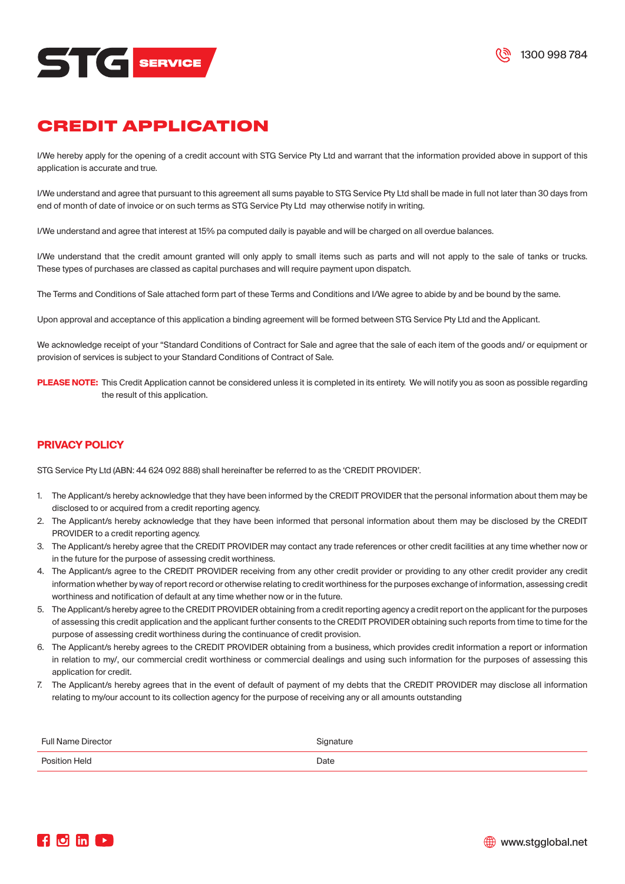STG SERVICE

1300 998 784

# CREDIT APPLICATION

I/We hereby apply for the opening of a credit account with STG Service Pty Ltd and warrant that the information provided above in support of this application is accurate and true.

I/We understand and agree that pursuant to this agreement all sums payable to STG Service Pty Ltd shall be made in full not later than 30 days from end of month of date of invoice or on such terms as STG Service Pty Ltd may otherwise notify in writing.

I/We understand and agree that interest at 15% pa computed daily is payable and will be charged on all overdue balances.

I/We understand that the credit amount granted will only apply to small items such as parts and will not apply to the sale of tanks or trucks. These types of purchases are classed as capital purchases and will require payment upon dispatch.

The Terms and Conditions of Sale attached form part of these Terms and Conditions and I/We agree to abide by and be bound by the same.

Upon approval and acceptance of this application a binding agreement will be formed between STG Service Pty Ltd and the Applicant.

We acknowledge receipt of your "Standard Conditions of Contract for Sale and agree that the sale of each item of the goods and/ or equipment or provision of services is subject to your Standard Conditions of Contract of Sale.

**PLEASE NOTE:** This Credit Application cannot be considered unless it is completed in its entirety. We will notify you as soon as possible regarding the result of this application.

## PRIVACY POLICY

STG Service Pty Ltd (ABN: 44 624 092 888) shall hereinafter be referred to as the 'CREDIT PROVIDER'.

1. The Applicant/s hereby acknowledge that they have been informed by the CREDIT PROVIDER that the personal information about them may be disclosed to or acquired from a credit reporting agency.
2. The Applicant/s hereby acknowledge that they have been informed that personal information about them may be disclosed by the CREDIT PROVIDER to a credit reporting agency.
3. The Applicant/s hereby agree that the CREDIT PROVIDER may contact any trade references or other credit facilities at any time whether now or in the future for the purpose of assessing credit worthiness.
4. The Applicant/s agree to the CREDIT PROVIDER receiving from any other credit provider or providing to any other credit provider any credit information whether by way of report record or otherwise relating to credit worthiness for the purposes exchange of information, assessing credit worthiness and notification of default at any time whether now or in the future.
5. The Applicant/s hereby agree to the CREDIT PROVIDER obtaining from a credit reporting agency a credit report on the applicant for the purposes of assessing this credit application and the applicant further consents to the CREDIT PROVIDER obtaining such reports from time to time for the purpose of assessing credit worthiness during the continuance of credit provision.
6. The Applicant/s hereby agrees to the CREDIT PROVIDER obtaining from a business, which provides credit information a report or information in relation to my/, our commercial credit worthiness or commercial dealings and using such information for the purposes of assessing this application for credit.
7. The Applicant/s hereby agrees that in the event of default of payment of my debts that the CREDIT PROVIDER may disclose all information relating to my/our account to its collection agency for the purpose of receiving any or all amounts outstanding

| Full Name Director | Signature |
|---|---|
| Position Held | Date |

www.stgglobal.net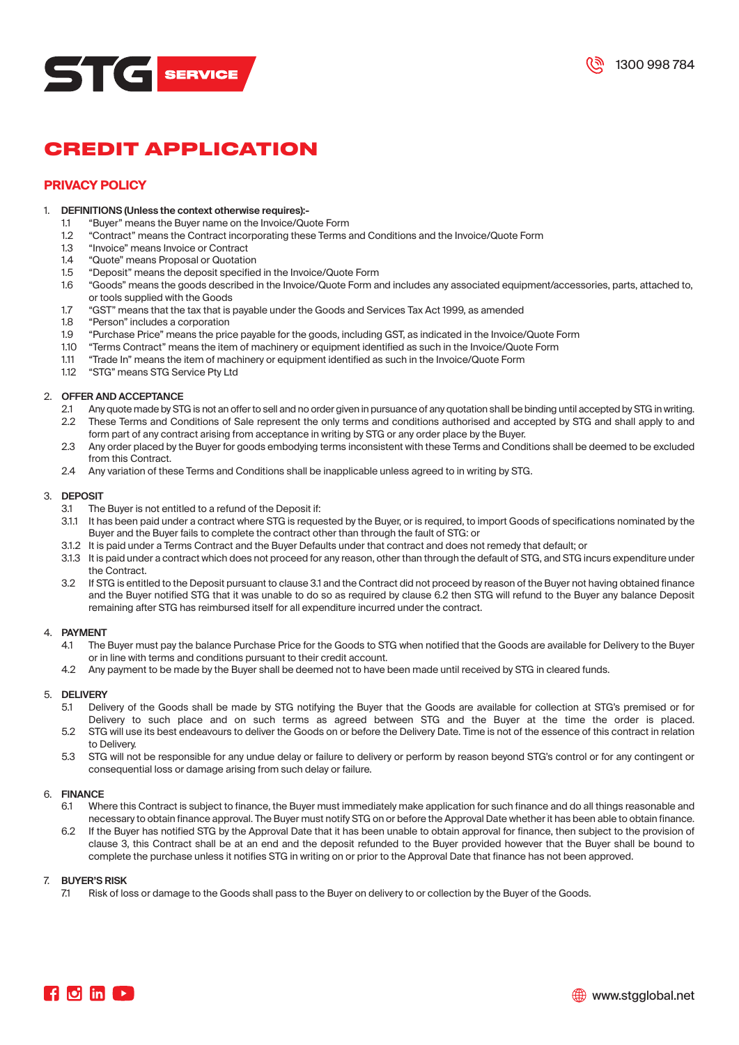# CREDIT APPLICATION

## PRIVACY POLICY

1. **DEFINITIONS (Unless the context otherwise requires):-**
   - 1.1 "Buyer" means the Buyer name on the Invoice/Quote Form
   - 1.2 "Contract" means the Contract incorporating these Terms and Conditions and the Invoice/Quote Form
   - 1.3 "Invoice" means Invoice or Contract
   - 1.4 "Quote" means Proposal or Quotation
   - 1.5 "Deposit" means the deposit specified in the Invoice/Quote Form
   - 1.6 "Goods" means the goods described in the Invoice/Quote Form and includes any associated equipment/accessories, parts, attached to, or tools supplied with the Goods
   - 1.7 "GST" means that the tax that is payable under the Goods and Services Tax Act 1999, as amended
   - 1.8 "Person" includes a corporation
   - 1.9 "Purchase Price" means the price payable for the goods, including GST, as indicated in the Invoice/Quote Form
   - 1.10 "Terms Contract" means the item of machinery or equipment identified as such in the Invoice/Quote Form
   - 1.11 "Trade In" means the item of machinery or equipment identified as such in the Invoice/Quote Form
   - 1.12 "STG" means STG Service Pty Ltd

2. **OFFER AND ACCEPTANCE**
   - 2.1 Any quote made by STG is not an offer to sell and no order given in pursuance of any quotation shall be binding until accepted by STG in writing.
   - 2.2 These Terms and Conditions of Sale represent the only terms and conditions authorised and accepted by STG and shall apply to and form part of any contract arising from acceptance in writing by STG or any order place by the Buyer.
   - 2.3 Any order placed by the Buyer for goods embodying terms inconsistent with these Terms and Conditions shall be deemed to be excluded from this Contract.
   - 2.4 Any variation of these Terms and Conditions shall be inapplicable unless agreed to in writing by STG.

3. **DEPOSIT**
   - 3.1 The Buyer is not entitled to a refund of the Deposit if:
   - 3.1.1 It has been paid under a contract where STG is requested by the Buyer, or is required, to import Goods of specifications nominated by the Buyer and the Buyer fails to complete the contract other than through the fault of STG: or
   - 3.1.2 It is paid under a Terms Contract and the Buyer Defaults under that contract and does not remedy that default; or
   - 3.1.3 It is paid under a contract which does not proceed for any reason, other than through the default of STG, and STG incurs expenditure under the Contract.
   - 3.2 If STG is entitled to the Deposit pursuant to clause 3.1 and the Contract did not proceed by reason of the Buyer not having obtained finance and the Buyer notified STG that it was unable to do so as required by clause 6.2 then STG will refund to the Buyer any balance Deposit remaining after STG has reimbursed itself for all expenditure incurred under the contract.

4. **PAYMENT**
   - 4.1 The Buyer must pay the balance Purchase Price for the Goods to STG when notified that the Goods are available for Delivery to the Buyer or in line with terms and conditions pursuant to their credit account.
   - 4.2 Any payment to be made by the Buyer shall be deemed not to have been made until received by STG in cleared funds.

5. **DELIVERY**
   - 5.1 Delivery of the Goods shall be made by STG notifying the Buyer that the Goods are available for collection at STG's premised or for Delivery to such place and on such terms as agreed between STG and the Buyer at the time the order is placed.
   - 5.2 STG will use its best endeavours to deliver the Goods on or before the Delivery Date. Time is not of the essence of this contract in relation to Delivery.
   - 5.3 STG will not be responsible for any undue delay or failure to delivery or perform by reason beyond STG's control or for any contingent or consequential loss or damage arising from such delay or failure.

6. **FINANCE**
   - 6.1 Where this Contract is subject to finance, the Buyer must immediately make application for such finance and do all things reasonable and necessary to obtain finance approval. The Buyer must notify STG on or before the Approval Date whether it has been able to obtain finance.
   - 6.2 If the Buyer has notified STG by the Approval Date that it has been unable to obtain approval for finance, then subject to the provision of clause 3, this Contract shall be at an end and the deposit refunded to the Buyer provided however that the Buyer shall be bound to complete the purchase unless it notifies STG in writing on or prior to the Approval Date that finance has not been approved.

7. **BUYER'S RISK**
   - 7.1 Risk of loss or damage to the Goods shall pass to the Buyer on delivery to or collection by the Buyer of the Goods.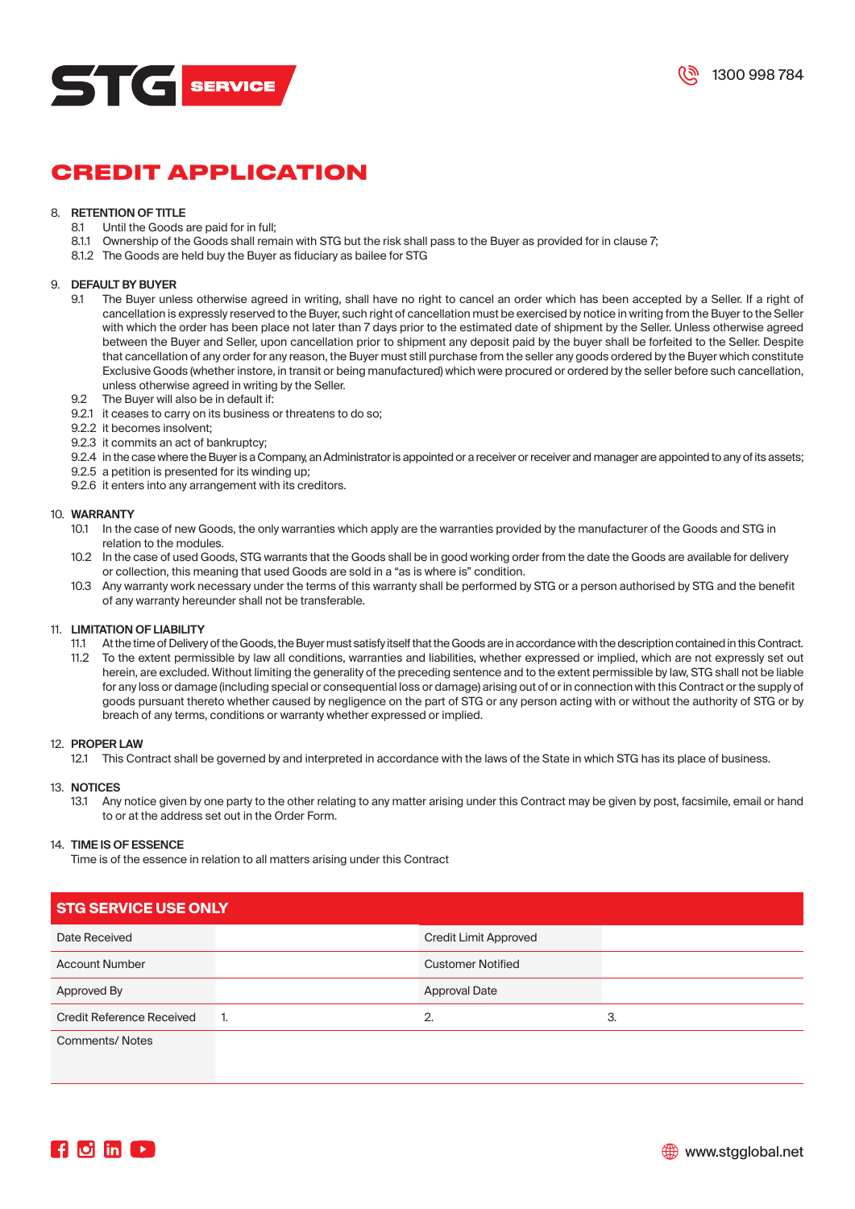# CREDIT APPLICATION

8. **RETENTION OF TITLE**
   8.1 Until the Goods are paid for in full;
   8.1.1 Ownership of the Goods shall remain with STG but the risk shall pass to the Buyer as provided for in clause 7;
   8.1.2 The Goods are held buy the Buyer as fiduciary as bailee for STG

9. **DEFAULT BY BUYER**
   9.1 The Buyer unless otherwise agreed in writing, shall have no right to cancel an order which has been accepted by a Seller. If a right of cancellation is expressly reserved to the Buyer, such right of cancellation must be exercised by notice in writing from the Buyer to the Seller with which the order has been place not later than 7 days prior to the estimated date of shipment by the Seller. Unless otherwise agreed between the Buyer and Seller, upon cancellation prior to shipment any deposit paid by the buyer shall be forfeited to the Seller. Despite that cancellation of any order for any reason, the Buyer must still purchase from the seller any goods ordered by the Buyer which constitute Exclusive Goods (whether instore, in transit or being manufactured) which were procured or ordered by the seller before such cancellation, unless otherwise agreed in writing by the Seller.
   9.2 The Buyer will also be in default if:
   9.2.1 it ceases to carry on its business or threatens to do so;
   9.2.2 it becomes insolvent;
   9.2.3 it commits an act of bankruptcy;
   9.2.4 in the case where the Buyer is a Company, an Administrator is appointed or a receiver or receiver and manager are appointed to any of its assets;
   9.2.5 a petition is presented for its winding up;
   9.2.6 it enters into any arrangement with its creditors.

10. **WARRANTY**
    10.1 In the case of new Goods, the only warranties which apply are the warranties provided by the manufacturer of the Goods and STG in relation to the modules.
    10.2 In the case of used Goods, STG warrants that the Goods shall be in good working order from the date the Goods are available for delivery or collection, this meaning that used Goods are sold in a "as is where is" condition.
    10.3 Any warranty work necessary under the terms of this warranty shall be performed by STG or a person authorised by STG and the benefit of any warranty hereunder shall not be transferable.

11. **LIMITATION OF LIABILITY**
    11.1 At the time of Delivery of the Goods, the Buyer must satisfy itself that the Goods are in accordance with the description contained in this Contract.
    11.2 To the extent permissible by law all conditions, warranties and liabilities, whether expressed or implied, which are not expressly set out herein, are excluded. Without limiting the generality of the preceding sentence and to the extent permissible by law, STG shall not be liable for any loss or damage (including special or consequential loss or damage) arising out of or in connection with this Contract or the supply of goods pursuant thereto whether caused by negligence on the part of STG or any person acting with or without the authority of STG or by breach of any terms, conditions or warranty whether expressed or implied.

12. **PROPER LAW**
    12.1 This Contract shall be governed by and interpreted in accordance with the laws of the State in which STG has its place of business.

13. **NOTICES**
    13.1 Any notice given by one party to the other relating to any matter arising under this Contract may be given by post, facsimile, email or hand to or at the address set out in the Order Form.

14. **TIME IS OF ESSENCE**
    Time is of the essence in relation to all matters arising under this Contract

## STG SERVICE USE ONLY

| | | | |
|---|---|---|---|
| Date Received | | Credit Limit Approved | |
| Account Number | | Customer Notified | |
| Approved By | | Approval Date | |
| Credit Reference Received | 1. | 2. | 3. |
| Comments/ Notes | | | |